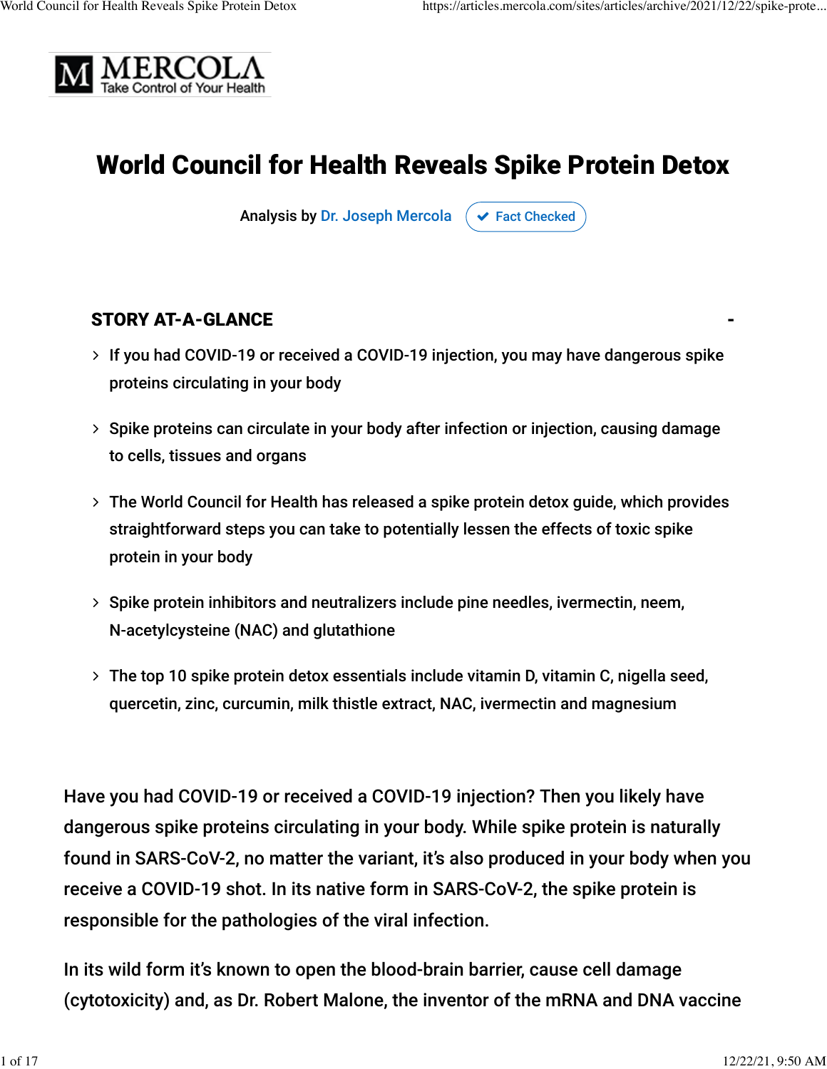MERCOLA
Take Control of Your Health

# World Council for Health Reveals Spike Protein Detox

Analysis by Dr. Joseph Mercola  Fact Checked

## STORY AT-A-GLANCE

- If you had COVID-19 or received a COVID-19 injection, you may have dangerous spike proteins circulating in your body
- Spike proteins can circulate in your body after infection or injection, causing damage to cells, tissues and organs
- The World Council for Health has released a spike protein detox guide, which provides straightforward steps you can take to potentially lessen the effects of toxic spike protein in your body
- Spike protein inhibitors and neutralizers include pine needles, ivermectin, neem, N-acetylcysteine (NAC) and glutathione
- The top 10 spike protein detox essentials include vitamin D, vitamin C, nigella seed, quercetin, zinc, curcumin, milk thistle extract, NAC, ivermectin and magnesium

Have you had COVID-19 or received a COVID-19 injection? Then you likely have dangerous spike proteins circulating in your body. While spike protein is naturally found in SARS-CoV-2, no matter the variant, it's also produced in your body when you receive a COVID-19 shot. In its native form in SARS-CoV-2, the spike protein is responsible for the pathologies of the viral infection.

In its wild form it's known to open the blood-brain barrier, cause cell damage (cytotoxicity) and, as Dr. Robert Malone, the inventor of the mRNA and DNA vaccine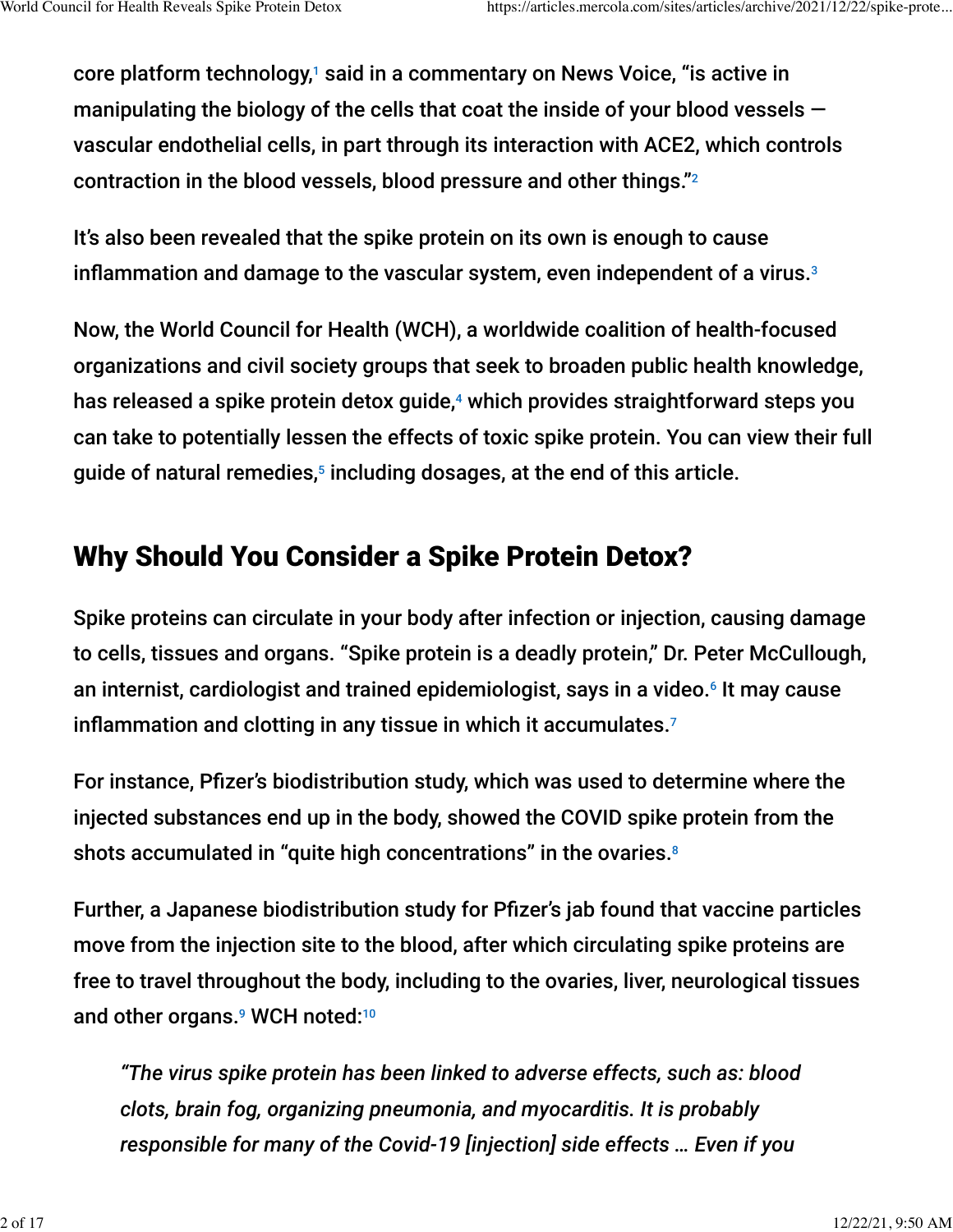core platform technology,[1] said in a commentary on News Voice, "is active in manipulating the biology of the cells that coat the inside of your blood vessels — vascular endothelial cells, in part through its interaction with ACE2, which controls contraction in the blood vessels, blood pressure and other things."[2]

It's also been revealed that the spike protein on its own is enough to cause inflammation and damage to the vascular system, even independent of a virus.[3]

Now, the World Council for Health (WCH), a worldwide coalition of health-focused organizations and civil society groups that seek to broaden public health knowledge, has released a spike protein detox guide,[4] which provides straightforward steps you can take to potentially lessen the effects of toxic spike protein. You can view their full guide of natural remedies,[5] including dosages, at the end of this article.

## Why Should You Consider a Spike Protein Detox?

Spike proteins can circulate in your body after infection or injection, causing damage to cells, tissues and organs. "Spike protein is a deadly protein," Dr. Peter McCullough, an internist, cardiologist and trained epidemiologist, says in a video.[6] It may cause inflammation and clotting in any tissue in which it accumulates.[7]

For instance, Pfizer's biodistribution study, which was used to determine where the injected substances end up in the body, showed the COVID spike protein from the shots accumulated in "quite high concentrations" in the ovaries.[8]

Further, a Japanese biodistribution study for Pfizer's jab found that vaccine particles move from the injection site to the blood, after which circulating spike proteins are free to travel throughout the body, including to the ovaries, liver, neurological tissues and other organs.[9] WCH noted:[10]

> *"The virus spike protein has been linked to adverse effects, such as: blood clots, brain fog, organizing pneumonia, and myocarditis. It is probably responsible for many of the Covid-19 [injection] side effects … Even if you*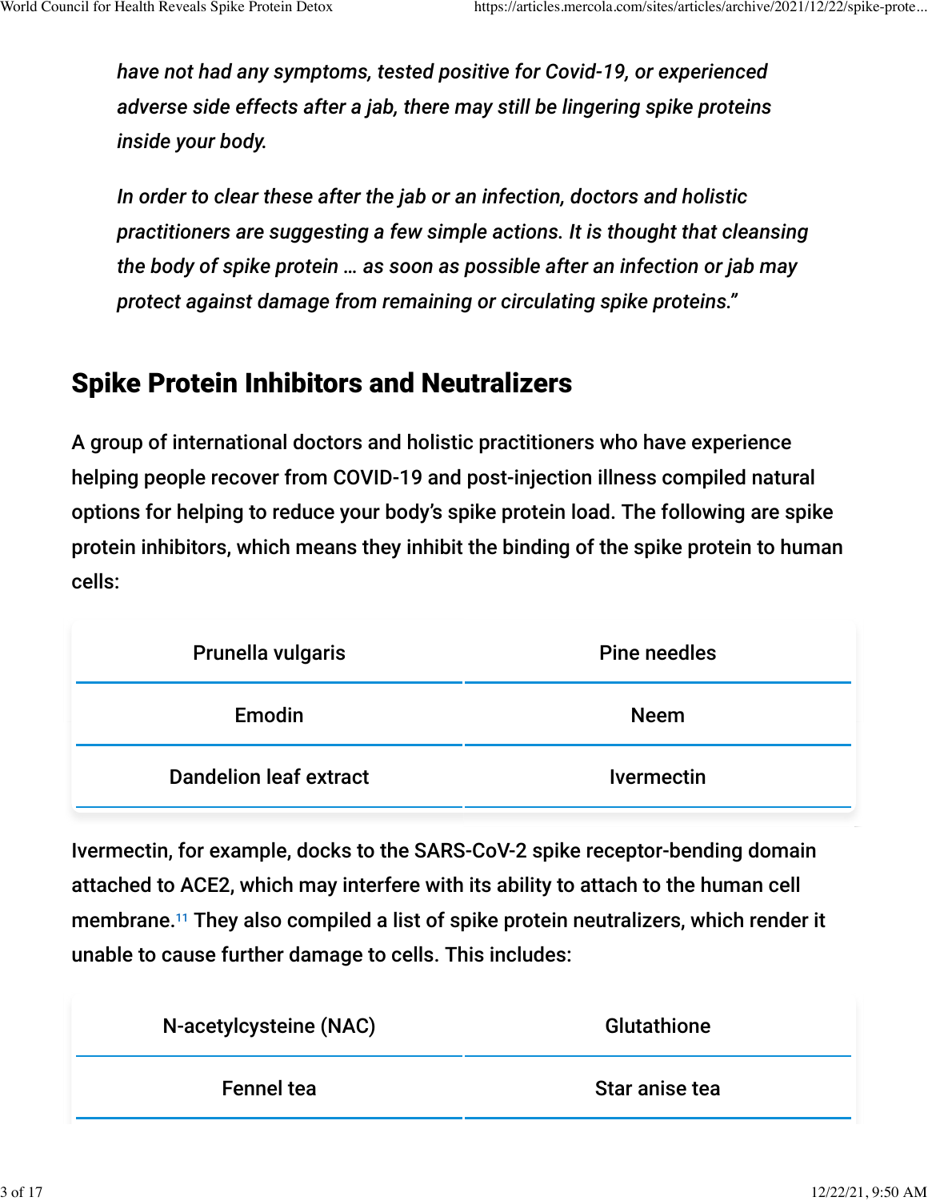*have not had any symptoms, tested positive for Covid-19, or experienced adverse side effects after a jab, there may still be lingering spike proteins inside your body.*

*In order to clear these after the jab or an infection, doctors and holistic practitioners are suggesting a few simple actions. It is thought that cleansing the body of spike protein … as soon as possible after an infection or jab may protect against damage from remaining or circulating spike proteins."*

## Spike Protein Inhibitors and Neutralizers

A group of international doctors and holistic practitioners who have experience helping people recover from COVID-19 and post-injection illness compiled natural options for helping to reduce your body's spike protein load. The following are spike protein inhibitors, which means they inhibit the binding of the spike protein to human cells:

| | |
|---|---|
| Prunella vulgaris | Pine needles |
| Emodin | Neem |
| Dandelion leaf extract | Ivermectin |

Ivermectin, for example, docks to the SARS-CoV-2 spike receptor-bending domain attached to ACE2, which may interfere with its ability to attach to the human cell membrane.[11] They also compiled a list of spike protein neutralizers, which render it unable to cause further damage to cells. This includes:

| | |
|---|---|
| N-acetylcysteine (NAC) | Glutathione |
| Fennel tea | Star anise tea |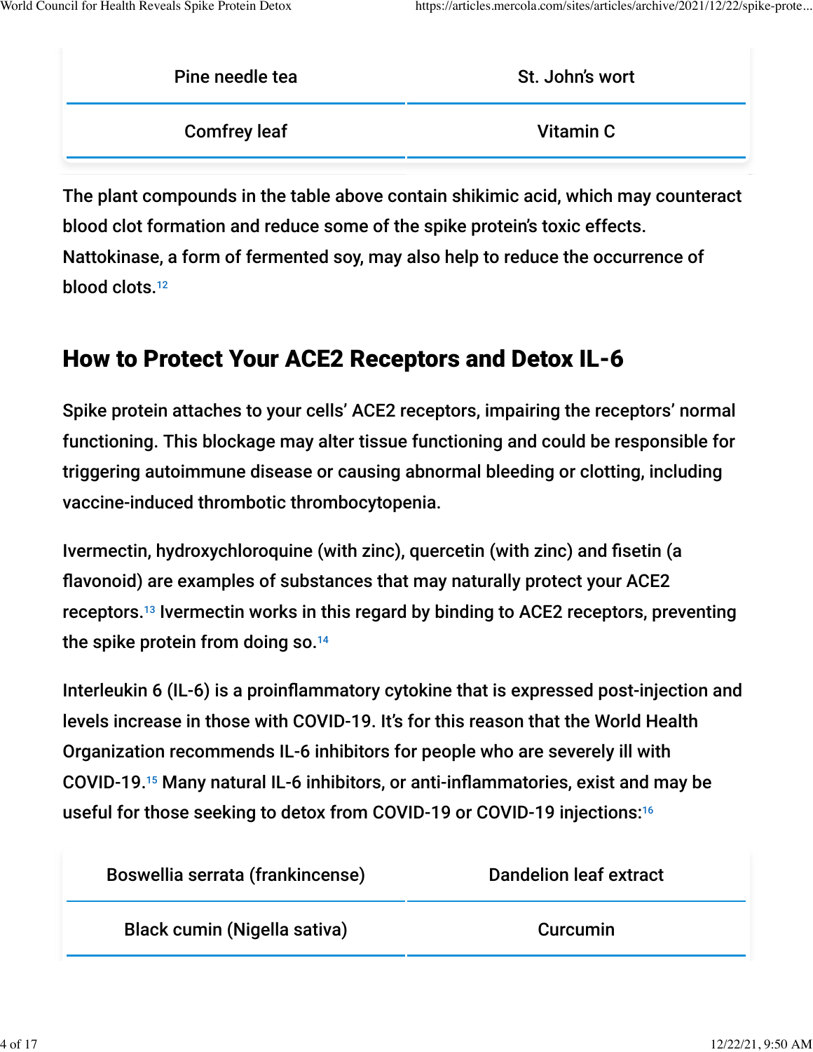| Pine needle tea | St. John's wort |
| --- | --- |
| Comfrey leaf | Vitamin C |

The plant compounds in the table above contain shikimic acid, which may counteract blood clot formation and reduce some of the spike protein's toxic effects. Nattokinase, a form of fermented soy, may also help to reduce the occurrence of blood clots.[12]

## How to Protect Your ACE2 Receptors and Detox IL-6

Spike protein attaches to your cells' ACE2 receptors, impairing the receptors' normal functioning. This blockage may alter tissue functioning and could be responsible for triggering autoimmune disease or causing abnormal bleeding or clotting, including vaccine-induced thrombotic thrombocytopenia.

Ivermectin, hydroxychloroquine (with zinc), quercetin (with zinc) and fisetin (a flavonoid) are examples of substances that may naturally protect your ACE2 receptors.[13] Ivermectin works in this regard by binding to ACE2 receptors, preventing the spike protein from doing so.[14]

Interleukin 6 (IL-6) is a proinflammatory cytokine that is expressed post-injection and levels increase in those with COVID-19. It's for this reason that the World Health Organization recommends IL-6 inhibitors for people who are severely ill with COVID-19.[15] Many natural IL-6 inhibitors, or anti-inflammatories, exist and may be useful for those seeking to detox from COVID-19 or COVID-19 injections:[16]

| Boswellia serrata (frankincense) | Dandelion leaf extract |
| --- | --- |
| Black cumin (Nigella sativa) | Curcumin |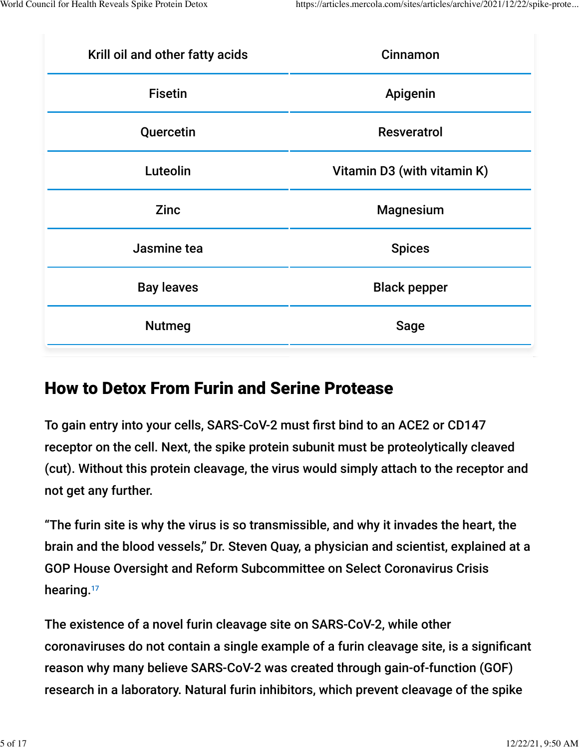| Krill oil and other fatty acids | Cinnamon |
| --- | --- |
| Fisetin | Apigenin |
| Quercetin | Resveratrol |
| Luteolin | Vitamin D3 (with vitamin K) |
| Zinc | Magnesium |
| Jasmine tea | Spices |
| Bay leaves | Black pepper |
| Nutmeg | Sage |

## How to Detox From Furin and Serine Protease

To gain entry into your cells, SARS-CoV-2 must first bind to an ACE2 or CD147 receptor on the cell. Next, the spike protein subunit must be proteolytically cleaved (cut). Without this protein cleavage, the virus would simply attach to the receptor and not get any further.

"The furin site is why the virus is so transmissible, and why it invades the heart, the brain and the blood vessels," Dr. Steven Quay, a physician and scientist, explained at a GOP House Oversight and Reform Subcommittee on Select Coronavirus Crisis hearing.[17]

The existence of a novel furin cleavage site on SARS-CoV-2, while other coronaviruses do not contain a single example of a furin cleavage site, is a significant reason why many believe SARS-CoV-2 was created through gain-of-function (GOF) research in a laboratory. Natural furin inhibitors, which prevent cleavage of the spike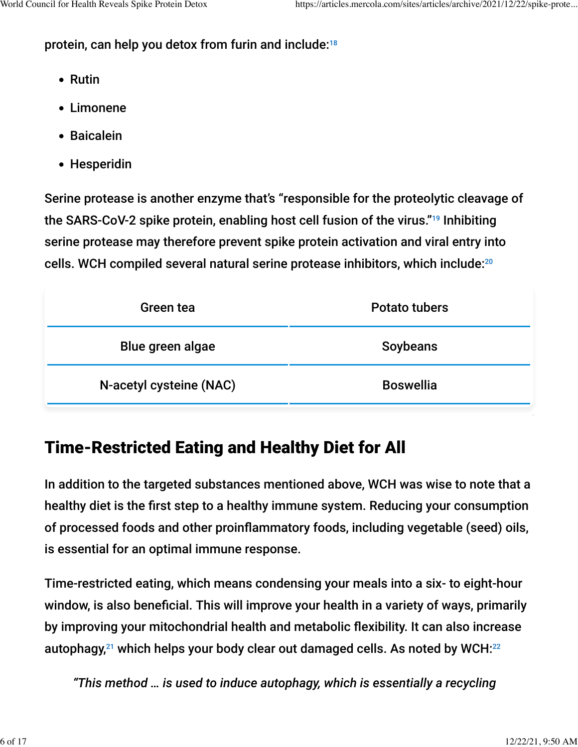protein, can help you detox from furin and include:[18]

- Rutin
- Limonene
- Baicalein
- Hesperidin

Serine protease is another enzyme that's "responsible for the proteolytic cleavage of the SARS-CoV-2 spike protein, enabling host cell fusion of the virus."[19] Inhibiting serine protease may therefore prevent spike protein activation and viral entry into cells. WCH compiled several natural serine protease inhibitors, which include:[20]

| | |
|---|---|
| Green tea | Potato tubers |
| Blue green algae | Soybeans |
| N-acetyl cysteine (NAC) | Boswellia |

## Time-Restricted Eating and Healthy Diet for All

In addition to the targeted substances mentioned above, WCH was wise to note that a healthy diet is the first step to a healthy immune system. Reducing your consumption of processed foods and other proinflammatory foods, including vegetable (seed) oils, is essential for an optimal immune response.

Time-restricted eating, which means condensing your meals into a six- to eight-hour window, is also beneficial. This will improve your health in a variety of ways, primarily by improving your mitochondrial health and metabolic flexibility. It can also increase autophagy,[21] which helps your body clear out damaged cells. As noted by WCH:[22]

> *"This method … is used to induce autophagy, which is essentially a recycling*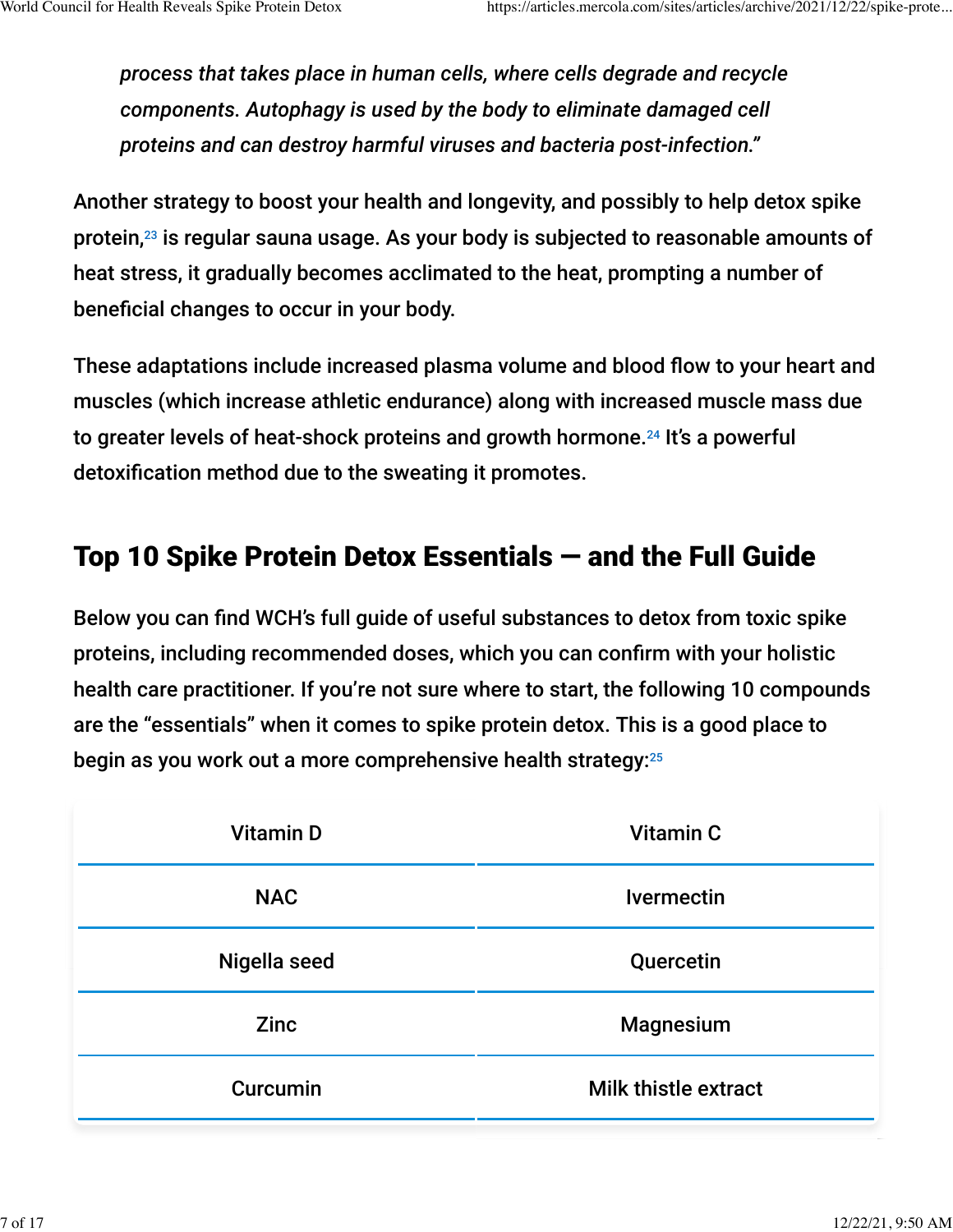*process that takes place in human cells, where cells degrade and recycle components. Autophagy is used by the body to eliminate damaged cell proteins and can destroy harmful viruses and bacteria post-infection."*

Another strategy to boost your health and longevity, and possibly to help detox spike protein,[23] is regular sauna usage. As your body is subjected to reasonable amounts of heat stress, it gradually becomes acclimated to the heat, prompting a number of beneficial changes to occur in your body.

These adaptations include increased plasma volume and blood flow to your heart and muscles (which increase athletic endurance) along with increased muscle mass due to greater levels of heat-shock proteins and growth hormone.[24] It's a powerful detoxification method due to the sweating it promotes.

## Top 10 Spike Protein Detox Essentials — and the Full Guide

Below you can find WCH's full guide of useful substances to detox from toxic spike proteins, including recommended doses, which you can confirm with your holistic health care practitioner. If you're not sure where to start, the following 10 compounds are the "essentials" when it comes to spike protein detox. This is a good place to begin as you work out a more comprehensive health strategy:[25]

| Vitamin D | Vitamin C |
|---|---|
| NAC | Ivermectin |
| Nigella seed | Quercetin |
| Zinc | Magnesium |
| Curcumin | Milk thistle extract |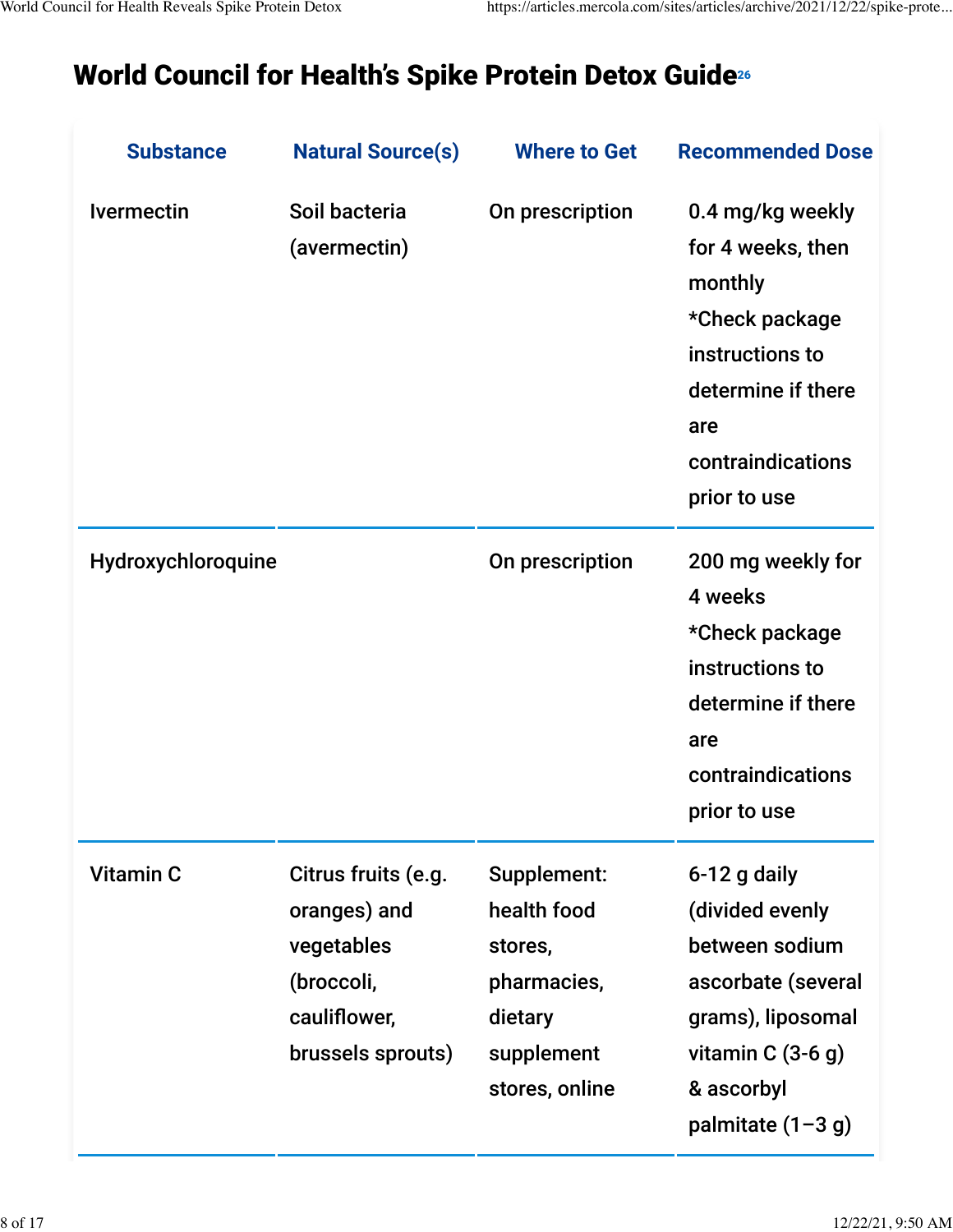## World Council for Health's Spike Protein Detox Guide[26]

| Substance | Natural Source(s) | Where to Get | Recommended Dose |
|---|---|---|---|
| Ivermectin | Soil bacteria (avermectin) | On prescription | 0.4 mg/kg weekly for 4 weeks, then monthly *Check package instructions to determine if there are contraindications prior to use |
| Hydroxychloroquine | | On prescription | 200 mg weekly for 4 weeks *Check package instructions to determine if there are contraindications prior to use |
| Vitamin C | Citrus fruits (e.g. oranges) and vegetables (broccoli, cauliflower, brussels sprouts) | Supplement: health food stores, pharmacies, dietary supplement stores, online | 6-12 g daily (divided evenly between sodium ascorbate (several grams), liposomal vitamin C (3-6 g) & ascorbyl palmitate (1–3 g) |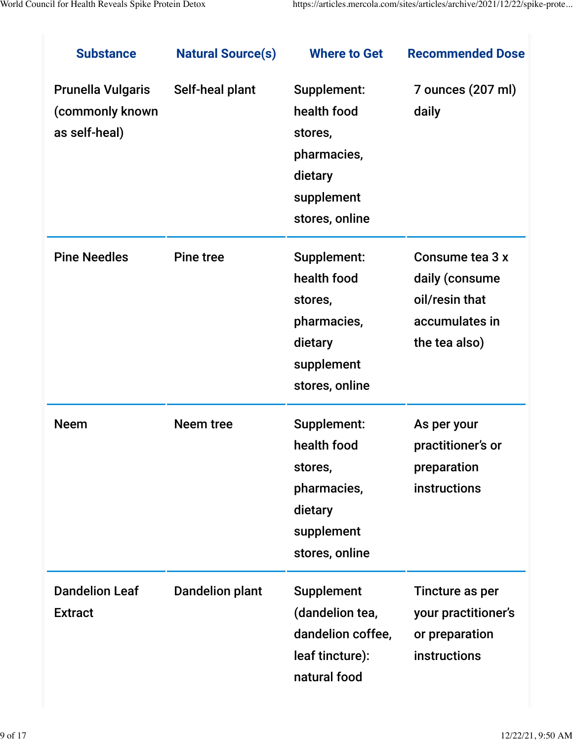| Substance | Natural Source(s) | Where to Get | Recommended Dose |
|---|---|---|---|
| Prunella Vulgaris (commonly known as self-heal) | Self-heal plant | Supplement: health food stores, pharmacies, dietary supplement stores, online | 7 ounces (207 ml) daily |
| Pine Needles | Pine tree | Supplement: health food stores, pharmacies, dietary supplement stores, online | Consume tea 3 x daily (consume oil/resin that accumulates in the tea also) |
| Neem | Neem tree | Supplement: health food stores, pharmacies, dietary supplement stores, online | As per your practitioner's or preparation instructions |
| Dandelion Leaf Extract | Dandelion plant | Supplement (dandelion tea, dandelion coffee, leaf tincture): natural food | Tincture as per your practitioner's or preparation instructions |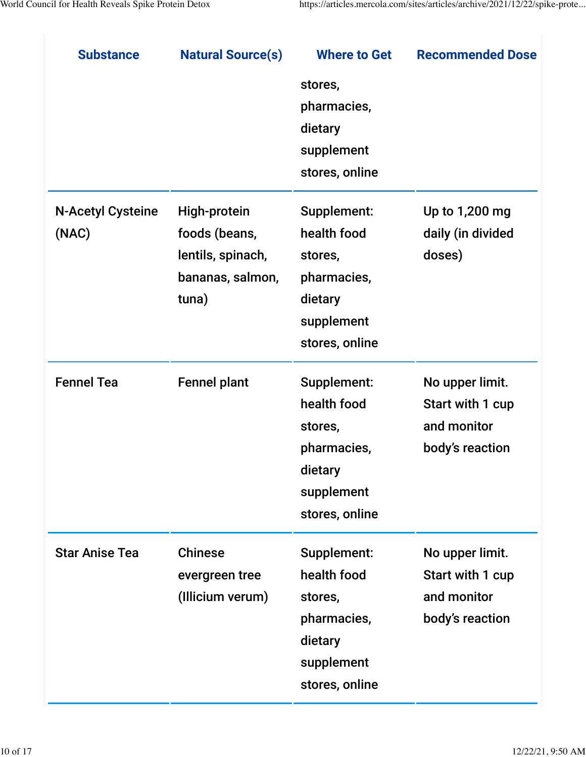| Substance | Natural Source(s) | Where to Get | Recommended Dose |
|---|---|---|---|
| | | stores, pharmacies, dietary supplement stores, online | |
| N-Acetyl Cysteine (NAC) | High-protein foods (beans, lentils, spinach, bananas, salmon, tuna) | Supplement: health food stores, pharmacies, dietary supplement stores, online | Up to 1,200 mg daily (in divided doses) |
| Fennel Tea | Fennel plant | Supplement: health food stores, pharmacies, dietary supplement stores, online | No upper limit. Start with 1 cup and monitor body's reaction |
| Star Anise Tea | Chinese evergreen tree (Illicium verum) | Supplement: health food stores, pharmacies, dietary supplement stores, online | No upper limit. Start with 1 cup and monitor body's reaction |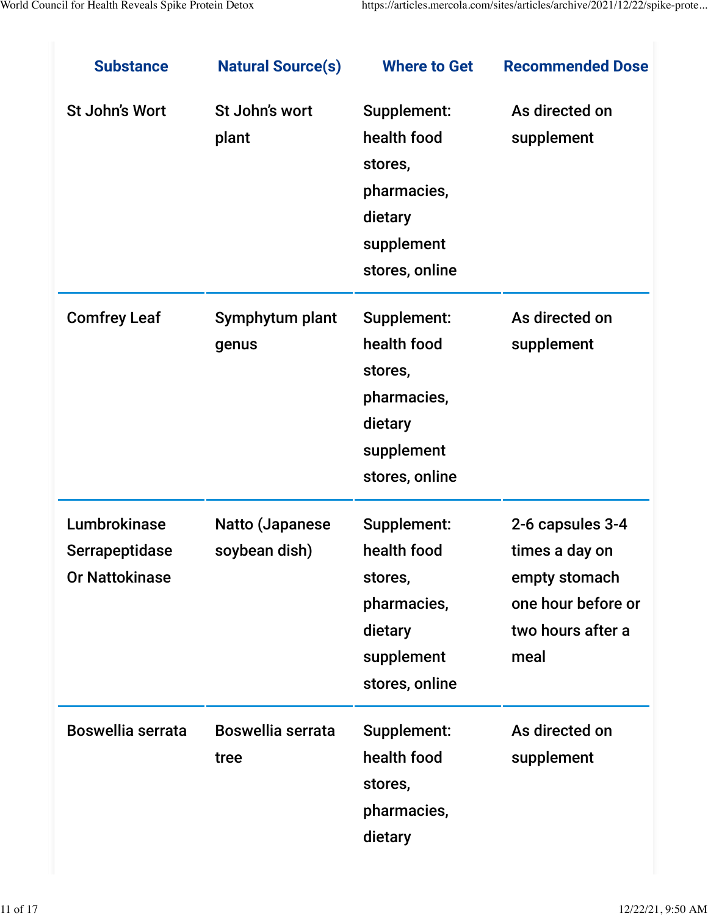| Substance | Natural Source(s) | Where to Get | Recommended Dose |
|---|---|---|---|
| St John's Wort | St John's wort plant | Supplement: health food stores, pharmacies, dietary supplement stores, online | As directed on supplement |
| Comfrey Leaf | Symphytum plant genus | Supplement: health food stores, pharmacies, dietary supplement stores, online | As directed on supplement |
| Lumbrokinase Serrapeptidase Or Nattokinase | Natto (Japanese soybean dish) | Supplement: health food stores, pharmacies, dietary supplement stores, online | 2-6 capsules 3-4 times a day on empty stomach one hour before or two hours after a meal |
| Boswellia serrata | Boswellia serrata tree | Supplement: health food stores, pharmacies, dietary | As directed on supplement |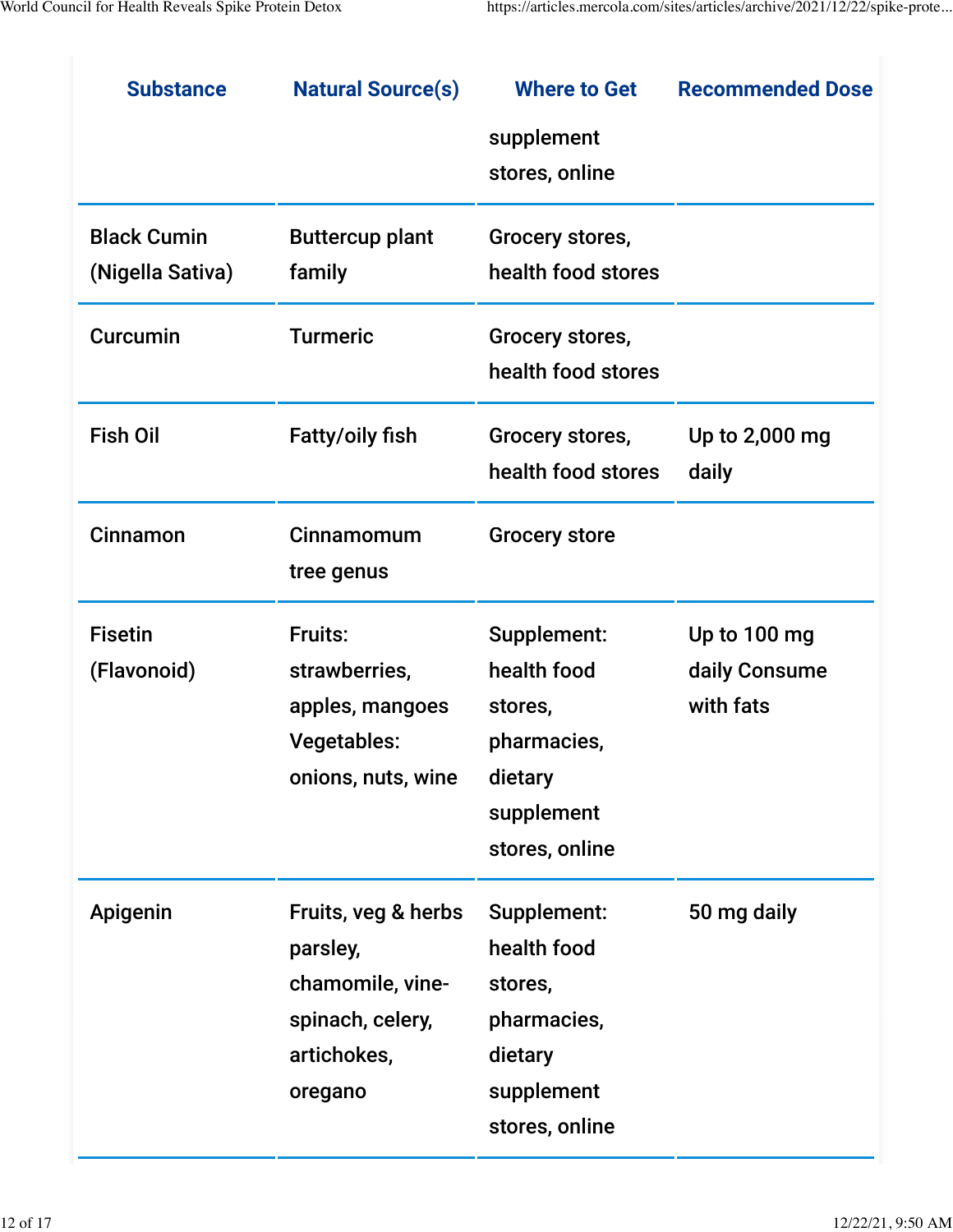| Substance | Natural Source(s) | Where to Get | Recommended Dose |
|---|---|---|---|
| | | supplement stores, online | |
| Black Cumin (Nigella Sativa) | Buttercup plant family | Grocery stores, health food stores | |
| Curcumin | Turmeric | Grocery stores, health food stores | |
| Fish Oil | Fatty/oily fish | Grocery stores, health food stores | Up to 2,000 mg daily |
| Cinnamon | Cinnamomum tree genus | Grocery store | |
| Fisetin (Flavonoid) | Fruits: strawberries, apples, mangoes Vegetables: onions, nuts, wine | Supplement: health food stores, pharmacies, dietary supplement stores, online | Up to 100 mg daily Consume with fats |
| Apigenin | Fruits, veg & herbs parsley, chamomile, vine-spinach, celery, artichokes, oregano | Supplement: health food stores, pharmacies, dietary supplement stores, online | 50 mg daily |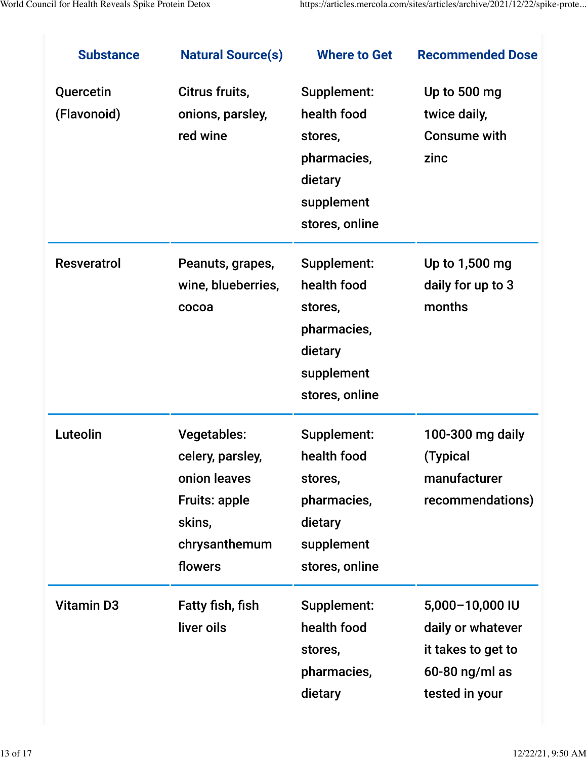| Substance | Natural Source(s) | Where to Get | Recommended Dose |
| --- | --- | --- | --- |
| Quercetin (Flavonoid) | Citrus fruits, onions, parsley, red wine | Supplement: health food stores, pharmacies, dietary supplement stores, online | Up to 500 mg twice daily, Consume with zinc |
| Resveratrol | Peanuts, grapes, wine, blueberries, cocoa | Supplement: health food stores, pharmacies, dietary supplement stores, online | Up to 1,500 mg daily for up to 3 months |
| Luteolin | Vegetables: celery, parsley, onion leaves Fruits: apple skins, chrysanthemum flowers | Supplement: health food stores, pharmacies, dietary supplement stores, online | 100-300 mg daily (Typical manufacturer recommendations) |
| Vitamin D3 | Fatty fish, fish liver oils | Supplement: health food stores, pharmacies, dietary | 5,000–10,000 IU daily or whatever it takes to get to 60-80 ng/ml as tested in your |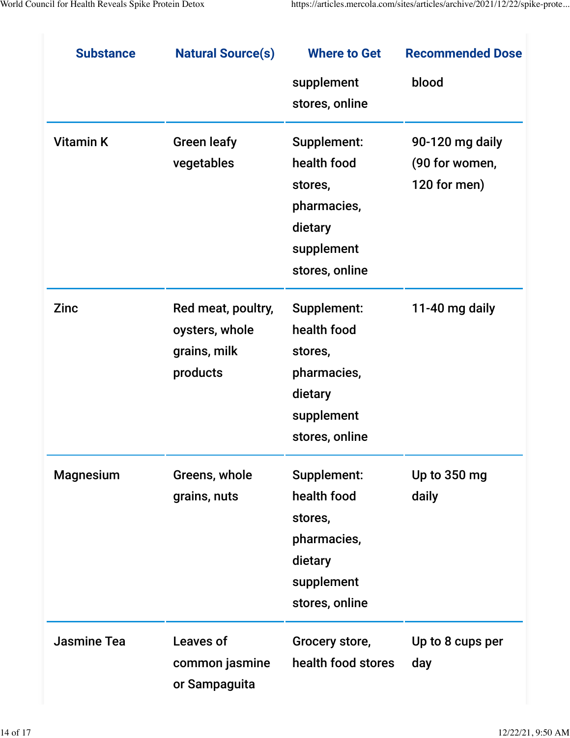| Substance | Natural Source(s) | Where to Get | Recommended Dose |
|---|---|---|---|
| | | supplement stores, online | blood |
| Vitamin K | Green leafy vegetables | Supplement: health food stores, pharmacies, dietary supplement stores, online | 90-120 mg daily (90 for women, 120 for men) |
| Zinc | Red meat, poultry, oysters, whole grains, milk products | Supplement: health food stores, pharmacies, dietary supplement stores, online | 11-40 mg daily |
| Magnesium | Greens, whole grains, nuts | Supplement: health food stores, pharmacies, dietary supplement stores, online | Up to 350 mg daily |
| Jasmine Tea | Leaves of common jasmine or Sampaguita | Grocery store, health food stores | Up to 8 cups per day |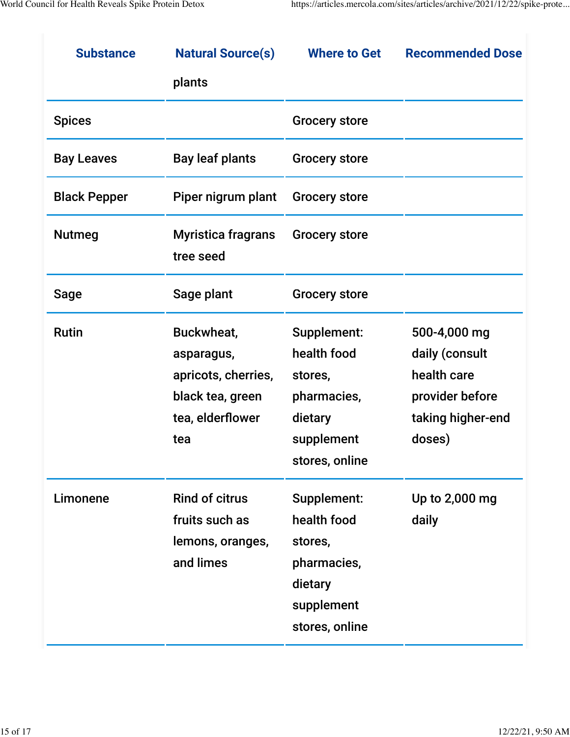| Substance | Natural Source(s) | Where to Get | Recommended Dose |
| --- | --- | --- | --- |
| | plants | | |
| Spices | | Grocery store | |
| Bay Leaves | Bay leaf plants | Grocery store | |
| Black Pepper | Piper nigrum plant | Grocery store | |
| Nutmeg | Myristica fragrans tree seed | Grocery store | |
| Sage | Sage plant | Grocery store | |
| Rutin | Buckwheat, asparagus, apricots, cherries, black tea, green tea, elderflower tea | Supplement: health food stores, pharmacies, dietary supplement stores, online | 500-4,000 mg daily (consult health care provider before taking higher-end doses) |
| Limonene | Rind of citrus fruits such as lemons, oranges, and limes | Supplement: health food stores, pharmacies, dietary supplement stores, online | Up to 2,000 mg daily |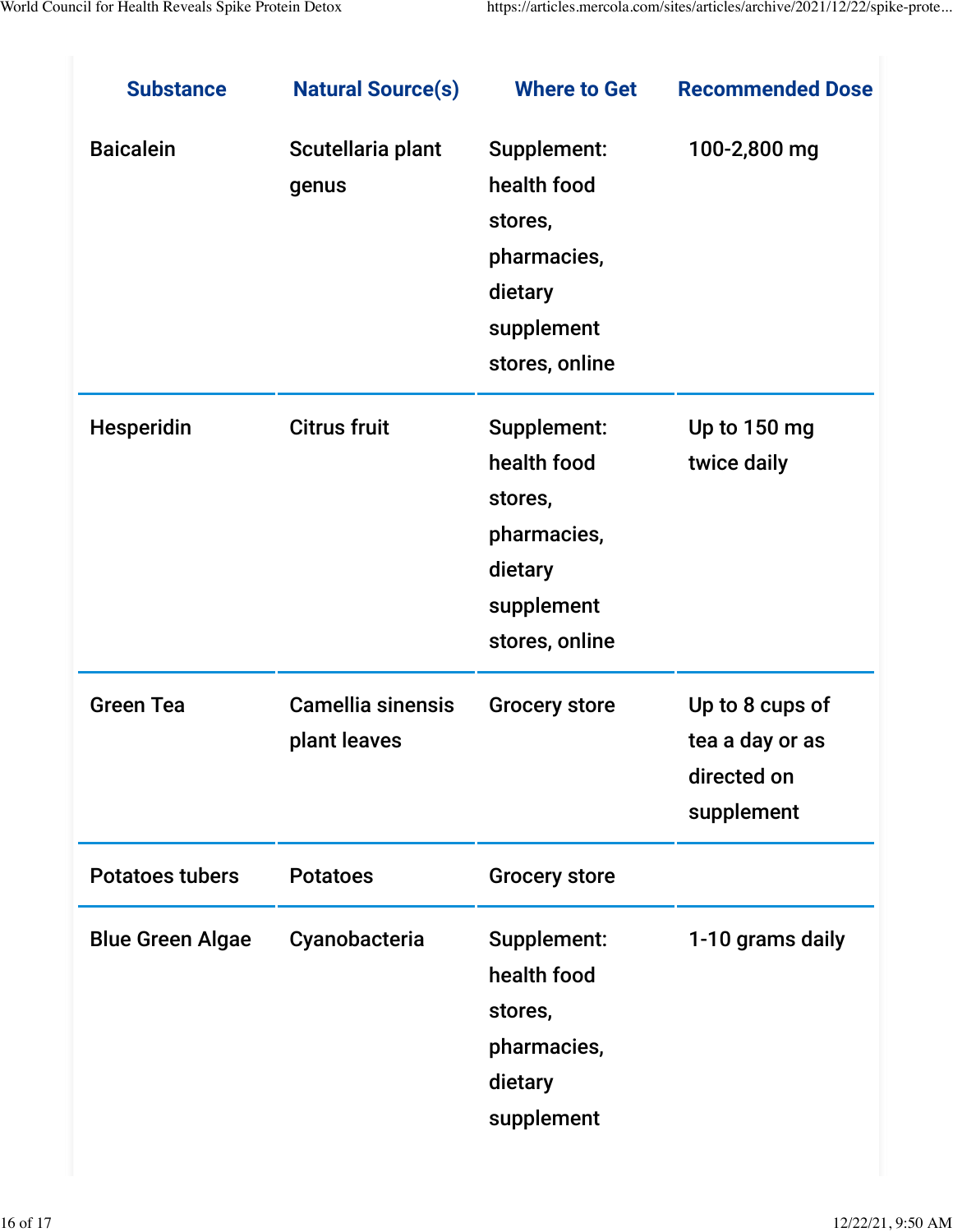| Substance | Natural Source(s) | Where to Get | Recommended Dose |
| --- | --- | --- | --- |
| Baicalein | Scutellaria plant genus | Supplement: health food stores, pharmacies, dietary supplement stores, online | 100-2,800 mg |
| Hesperidin | Citrus fruit | Supplement: health food stores, pharmacies, dietary supplement stores, online | Up to 150 mg twice daily |
| Green Tea | Camellia sinensis plant leaves | Grocery store | Up to 8 cups of tea a day or as directed on supplement |
| Potatoes tubers | Potatoes | Grocery store | |
| Blue Green Algae | Cyanobacteria | Supplement: health food stores, pharmacies, dietary supplement | 1-10 grams daily |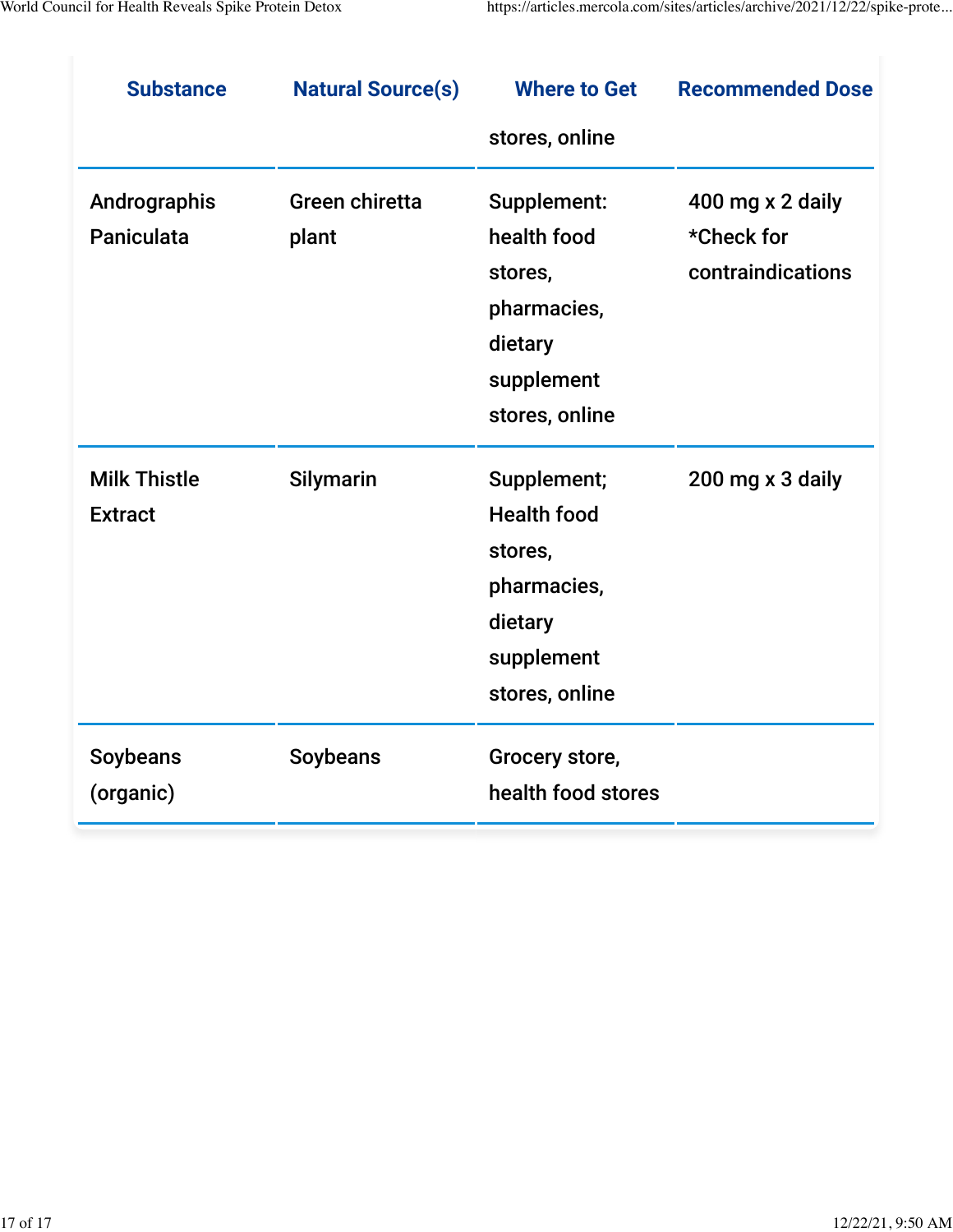| Substance | Natural Source(s) | Where to Get | Recommended Dose |
|---|---|---|---|
| | | stores, online | |
| Andrographis Paniculata | Green chiretta plant | Supplement: health food stores, pharmacies, dietary supplement stores, online | 400 mg x 2 daily *Check for contraindications |
| Milk Thistle Extract | Silymarin | Supplement; Health food stores, pharmacies, dietary supplement stores, online | 200 mg x 3 daily |
| Soybeans (organic) | Soybeans | Grocery store, health food stores | |